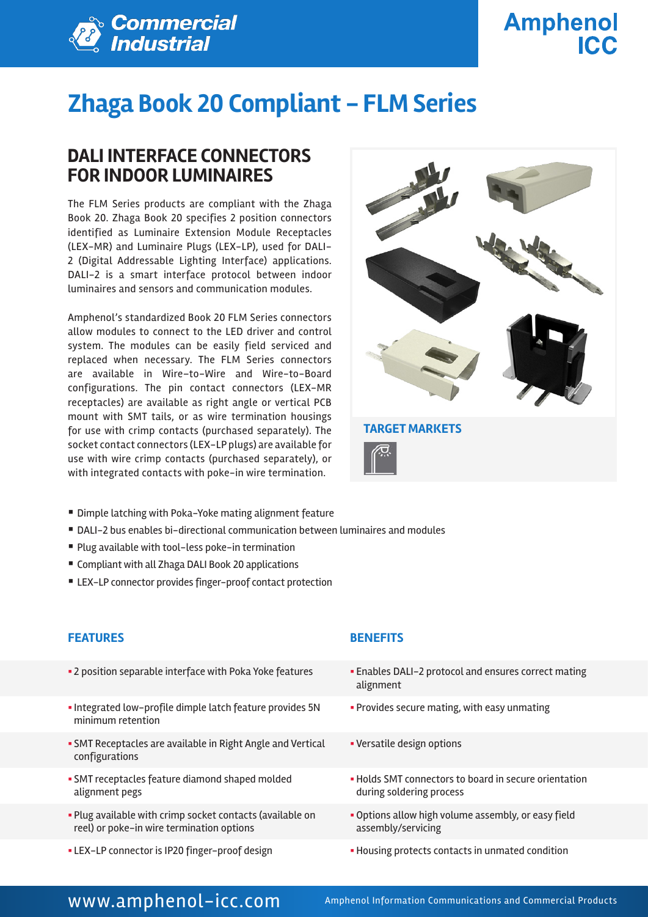# Zhaga Book 20 Compliant – FLM Series

## DALI INTERFACE CONNECTORS FOR INDOOR LUMINAIRES

The FLM Series products are compliant with the Zhaga Book 20. Zhaga Book 20 specifies 2 position connectors identified as Luminaire Extension Module Receptacles (LEX-MR) and Luminaire Plugs (LEX-LP), used for DALI-2 (Digital Addressable Lighting Interface) applications. DALI-2 is a smart interface protocol between indoor luminaires and sensors and communication modules.

Amphenol's standardized Book 20 FLM Series connectors allow modules to connect to the LED driver and control system. The modules can be easily field serviced and replaced when necessary. The FLM Series connectors are available in Wire-to-Wire and Wire-to-Board configurations. The pin contact connectors (LEX-MR receptacles) are available as right angle or vertical PCB mount with SMT tails, or as wire termination housings for use with crimp contacts (purchased separately). The socket contact connectors (LEX-LP plugs) are available for use with wire crimp contacts (purchased separately), or with integrated contacts with poke-in wire termination.

### TARGET MARKETS

- Dimple latching with Poka-Yoke mating alignment feature
- DALI-2 bus enables bi-directional communication between luminaires and modules
- Plug available with tool-less poke-in termination
- Compliant with all Zhaga DALI Book 20 applications
- LEX-LP connector provides finger-proof contact protection

| FEATURES | BENEFITS |
|---|---|
| 2 position separable interface with Poka Yoke features | Enables DALI-2 protocol and ensures correct mating alignment |
| Integrated low-profile dimple latch feature provides 5N minimum retention | Provides secure mating, with easy unmating |
| SMT Receptacles are available in Right Angle and Vertical configurations | Versatile design options |
| SMT receptacles feature diamond shaped molded alignment pegs | Holds SMT connectors to board in secure orientation during soldering process |
| Plug available with crimp socket contacts (available on reel) or poke-in wire termination options | Options allow high volume assembly, or easy field assembly/servicing |
| LEX-LP connector is IP20 finger-proof design | Housing protects contacts in unmated condition |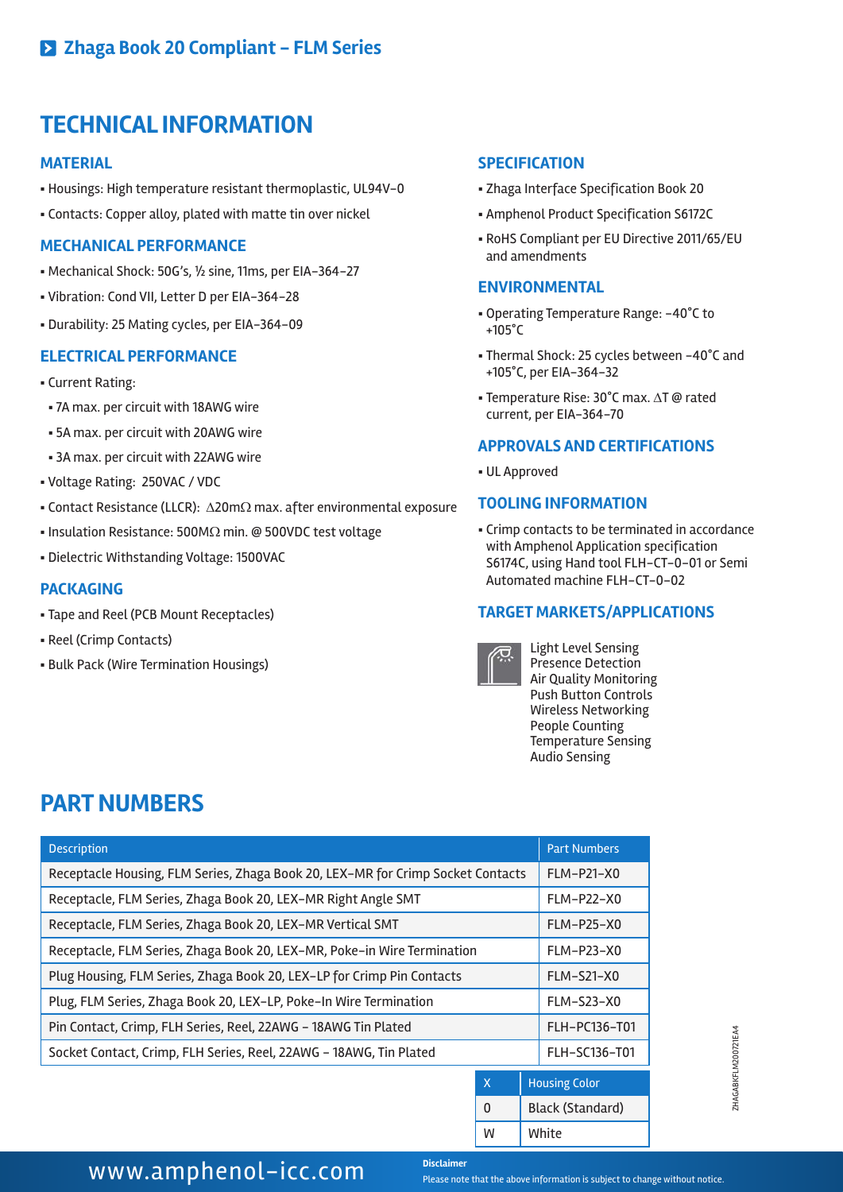## Zhaga Book 20 Compliant – FLM Series

# TECHNICAL INFORMATION

### MATERIAL

- Housings: High temperature resistant thermoplastic, UL94V-0
- Contacts: Copper alloy, plated with matte tin over nickel

### MECHANICAL PERFORMANCE

- Mechanical Shock: 50G's, ½ sine, 11ms, per EIA-364-27
- Vibration: Cond VII, Letter D per EIA-364-28
- Durability: 25 Mating cycles, per EIA-364-09

### ELECTRICAL PERFORMANCE

- Current Rating:
  - 7A max. per circuit with 18AWG wire
  - 5A max. per circuit with 20AWG wire
  - 3A max. per circuit with 22AWG wire
- Voltage Rating: 250VAC / VDC
- Contact Resistance (LLCR): Δ20mΩ max. after environmental exposure
- Insulation Resistance: 500MΩ min. @ 500VDC test voltage
- Dielectric Withstanding Voltage: 1500VAC

### PACKAGING

- Tape and Reel (PCB Mount Receptacles)
- Reel (Crimp Contacts)
- Bulk Pack (Wire Termination Housings)

### SPECIFICATION

- Zhaga Interface Specification Book 20
- Amphenol Product Specification S6172C
- RoHS Compliant per EU Directive 2011/65/EU and amendments

### ENVIRONMENTAL

- Operating Temperature Range: -40°C to +105°C
- Thermal Shock: 25 cycles between -40°C and +105°C, per EIA-364-32
- Temperature Rise: 30°C max. ΔT @ rated current, per EIA-364-70

### APPROVALS AND CERTIFICATIONS

- UL Approved

### TOOLING INFORMATION

- Crimp contacts to be terminated in accordance with Amphenol Application specification S6174C, using Hand tool FLH-CT-0-01 or Semi Automated machine FLH-CT-0-02

### TARGET MARKETS/APPLICATIONS

Light Level Sensing
Presence Detection
Air Quality Monitoring
Push Button Controls
Wireless Networking
People Counting
Temperature Sensing
Audio Sensing

# PART NUMBERS

| Description | Part Numbers |
|---|---|
| Receptacle Housing, FLM Series, Zhaga Book 20, LEX-MR for Crimp Socket Contacts | FLM-P21-X0 |
| Receptacle, FLM Series, Zhaga Book 20, LEX-MR Right Angle SMT | FLM-P22-X0 |
| Receptacle, FLM Series, Zhaga Book 20, LEX-MR Vertical SMT | FLM-P25-X0 |
| Receptacle, FLM Series, Zhaga Book 20, LEX-MR, Poke-in Wire Termination | FLM-P23-X0 |
| Plug Housing, FLM Series, Zhaga Book 20, LEX-LP for Crimp Pin Contacts | FLM-S21-X0 |
| Plug, FLM Series, Zhaga Book 20, LEX-LP, Poke-In Wire Termination | FLM-S23-X0 |
| Pin Contact, Crimp, FLH Series, Reel, 22AWG - 18AWG Tin Plated | FLH-PC136-T01 |
| Socket Contact, Crimp, FLH Series, Reel, 22AWG - 18AWG, Tin Plated | FLH-SC136-T01 |

| X | Housing Color |
|---|---|
| 0 | Black (Standard) |
| W | White |

ZHAGABKFLM2007Z1EA4

www.amphenol-icc.com

**Disclaimer**
Please note that the above information is subject to change without notice.